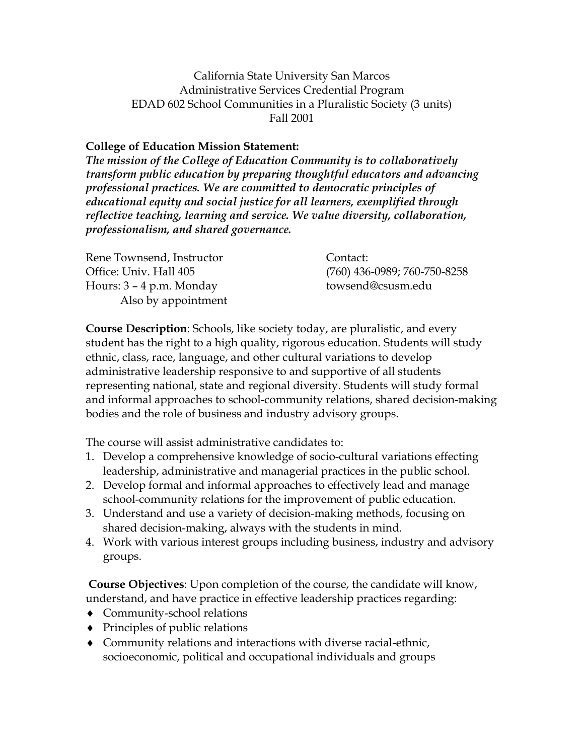California State University San Marcos
Administrative Services Credential Program
EDAD 602 School Communities in a Pluralistic Society (3 units)
Fall 2001

**College of Education Mission Statement:**
***The mission of the College of Education Community is to collaboratively transform public education by preparing thoughtful educators and advancing professional practices. We are committed to democratic principles of educational equity and social justice for all learners, exemplified through reflective teaching, learning and service. We value diversity, collaboration, professionalism, and shared governance.***

Rene Townsend, Instructor
Office: Univ. Hall 405
Hours: 3 – 4 p.m. Monday
Also by appointment

Contact:
(760) 436-0989; 760-750-8258
towsend@csusm.edu

**Course Description**: Schools, like society today, are pluralistic, and every student has the right to a high quality, rigorous education. Students will study ethnic, class, race, language, and other cultural variations to develop administrative leadership responsive to and supportive of all students representing national, state and regional diversity. Students will study formal and informal approaches to school-community relations, shared decision-making bodies and the role of business and industry advisory groups.

The course will assist administrative candidates to:

1. Develop a comprehensive knowledge of socio-cultural variations effecting leadership, administrative and managerial practices in the public school.
2. Develop formal and informal approaches to effectively lead and manage school-community relations for the improvement of public education.
3. Understand and use a variety of decision-making methods, focusing on shared decision-making, always with the students in mind.
4. Work with various interest groups including business, industry and advisory groups.

**Course Objectives**: Upon completion of the course, the candidate will know, understand, and have practice in effective leadership practices regarding:

- Community-school relations
- Principles of public relations
- Community relations and interactions with diverse racial-ethnic, socioeconomic, political and occupational individuals and groups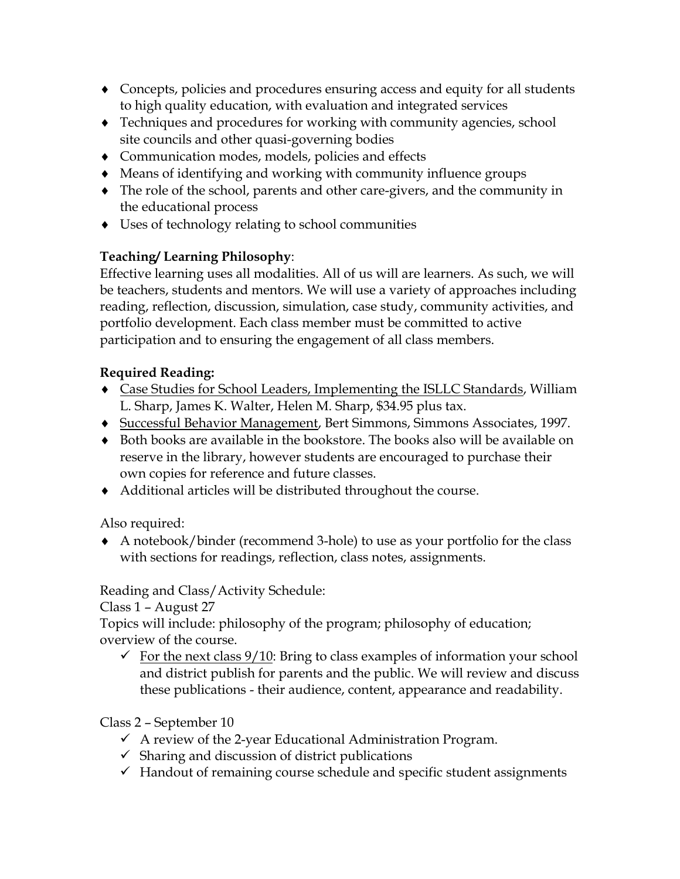- Concepts, policies and procedures ensuring access and equity for all students to high quality education, with evaluation and integrated services
- Techniques and procedures for working with community agencies, school site councils and other quasi-governing bodies
- Communication modes, models, policies and effects
- Means of identifying and working with community influence groups
- The role of the school, parents and other care-givers, and the community in the educational process
- Uses of technology relating to school communities

**Teaching/ Learning Philosophy**:
Effective learning uses all modalities. All of us will are learners. As such, we will be teachers, students and mentors. We will use a variety of approaches including reading, reflection, discussion, simulation, case study, community activities, and portfolio development. Each class member must be committed to active participation and to ensuring the engagement of all class members.

**Required Reading:**

- <u>Case Studies for School Leaders, Implementing the ISLLC Standards</u>, William L. Sharp, James K. Walter, Helen M. Sharp, $34.95 plus tax.
- <u>Successful Behavior Management</u>, Bert Simmons, Simmons Associates, 1997.
- Both books are available in the bookstore. The books also will be available on reserve in the library, however students are encouraged to purchase their own copies for reference and future classes.
- Additional articles will be distributed throughout the course.

Also required:

- A notebook/binder (recommend 3-hole) to use as your portfolio for the class with sections for readings, reflection, class notes, assignments.

Reading and Class/Activity Schedule:

Class 1 – August 27

Topics will include: philosophy of the program; philosophy of education; overview of the course.

- ✓ <u>For the next class 9/10</u>: Bring to class examples of information your school and district publish for parents and the public. We will review and discuss these publications - their audience, content, appearance and readability.

Class 2 – September 10

- ✓ A review of the 2-year Educational Administration Program.
- ✓ Sharing and discussion of district publications
- ✓ Handout of remaining course schedule and specific student assignments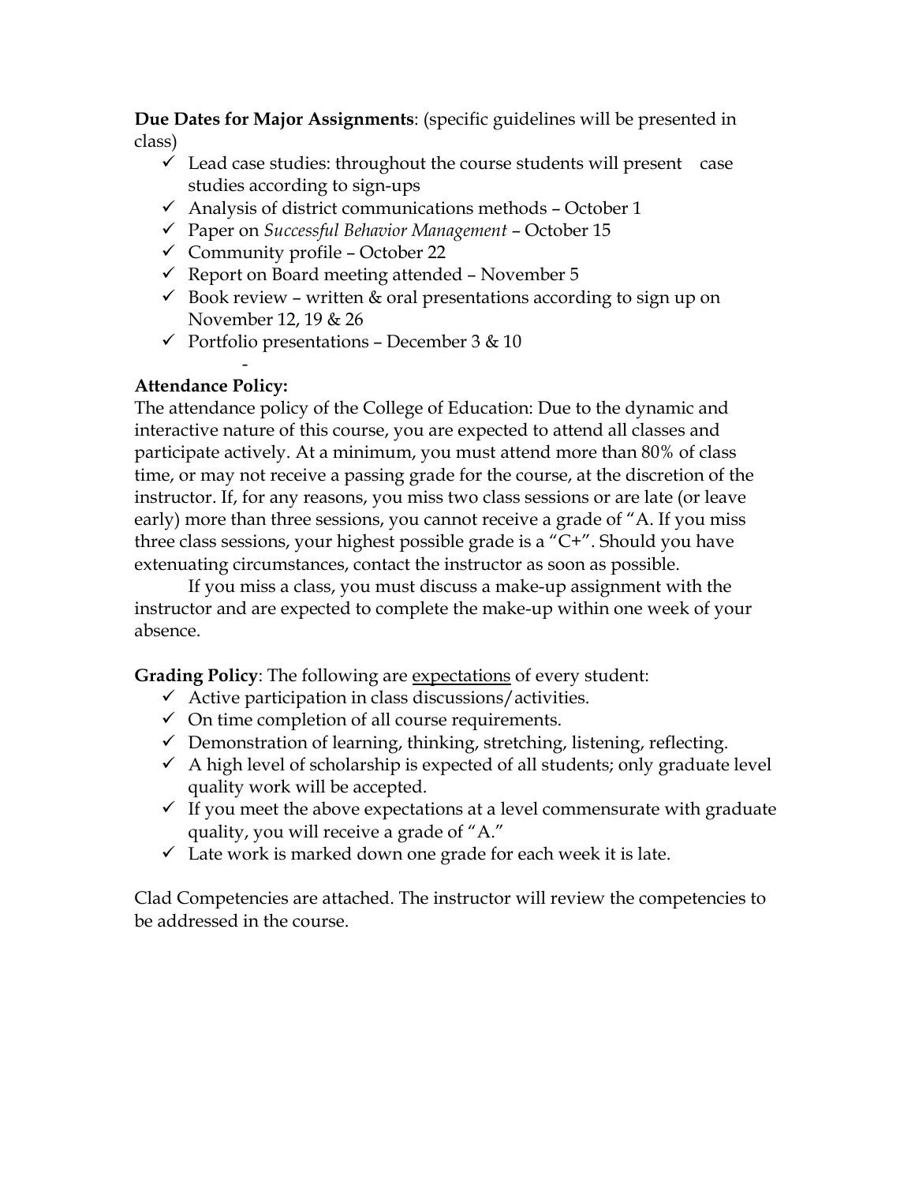**Due Dates for Major Assignments**: (specific guidelines will be presented in class)

- ✓ Lead case studies: throughout the course students will present case studies according to sign-ups
- ✓ Analysis of district communications methods – October 1
- ✓ Paper on *Successful Behavior Management* – October 15
- ✓ Community profile – October 22
- ✓ Report on Board meeting attended – November 5
- ✓ Book review – written & oral presentations according to sign up on November 12, 19 & 26
- ✓ Portfolio presentations – December 3 & 10

-

**Attendance Policy:**

The attendance policy of the College of Education: Due to the dynamic and interactive nature of this course, you are expected to attend all classes and participate actively. At a minimum, you must attend more than 80% of class time, or may not receive a passing grade for the course, at the discretion of the instructor. If, for any reasons, you miss two class sessions or are late (or leave early) more than three sessions, you cannot receive a grade of "A. If you miss three class sessions, your highest possible grade is a "C+". Should you have extenuating circumstances, contact the instructor as soon as possible.

If you miss a class, you must discuss a make-up assignment with the instructor and are expected to complete the make-up within one week of your absence.

**Grading Policy**: The following are <u>expectations</u> of every student:

- ✓ Active participation in class discussions/activities.
- ✓ On time completion of all course requirements.
- ✓ Demonstration of learning, thinking, stretching, listening, reflecting.
- ✓ A high level of scholarship is expected of all students; only graduate level quality work will be accepted.
- ✓ If you meet the above expectations at a level commensurate with graduate quality, you will receive a grade of "A."
- ✓ Late work is marked down one grade for each week it is late.

Clad Competencies are attached. The instructor will review the competencies to be addressed in the course.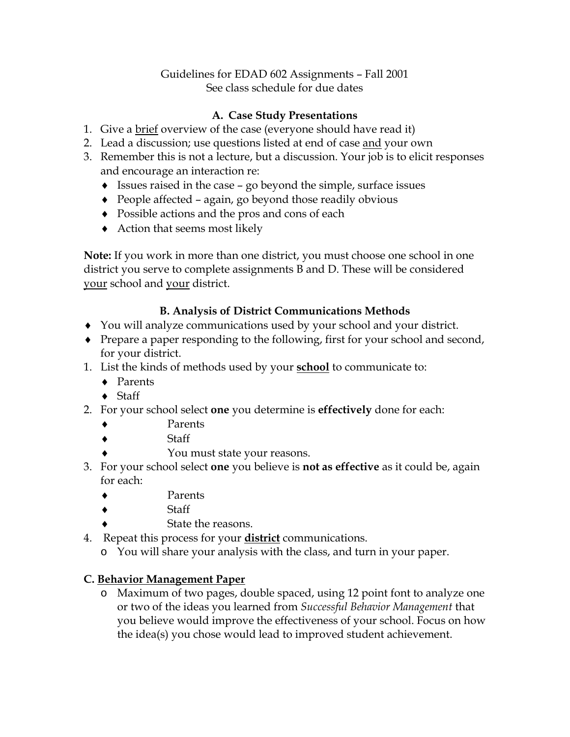Guidelines for EDAD 602 Assignments – Fall 2001
See class schedule for due dates

### A. Case Study Presentations

1. Give a brief overview of the case (everyone should have read it)
2. Lead a discussion; use questions listed at end of case and your own
3. Remember this is not a lecture, but a discussion. Your job is to elicit responses and encourage an interaction re:
   - Issues raised in the case – go beyond the simple, surface issues
   - People affected – again, go beyond those readily obvious
   - Possible actions and the pros and cons of each
   - Action that seems most likely

**Note:** If you work in more than one district, you must choose one school in one district you serve to complete assignments B and D. These will be considered your school and your district.

### B. Analysis of District Communications Methods

- You will analyze communications used by your school and your district.
- Prepare a paper responding to the following, first for your school and second, for your district.

1. List the kinds of methods used by your **school** to communicate to:
   - Parents
   - Staff
2. For your school select **one** you determine is **effectively** done for each:
   - Parents
   - Staff
   - You must state your reasons.
3. For your school select **one** you believe is **not as effective** as it could be, again for each:
   - Parents
   - Staff
   - State the reasons.
4. Repeat this process for your **district** communications.
   - You will share your analysis with the class, and turn in your paper.

### C. Behavior Management Paper

- Maximum of two pages, double spaced, using 12 point font to analyze one or two of the ideas you learned from *Successful Behavior Management* that you believe would improve the effectiveness of your school. Focus on how the idea(s) you chose would lead to improved student achievement.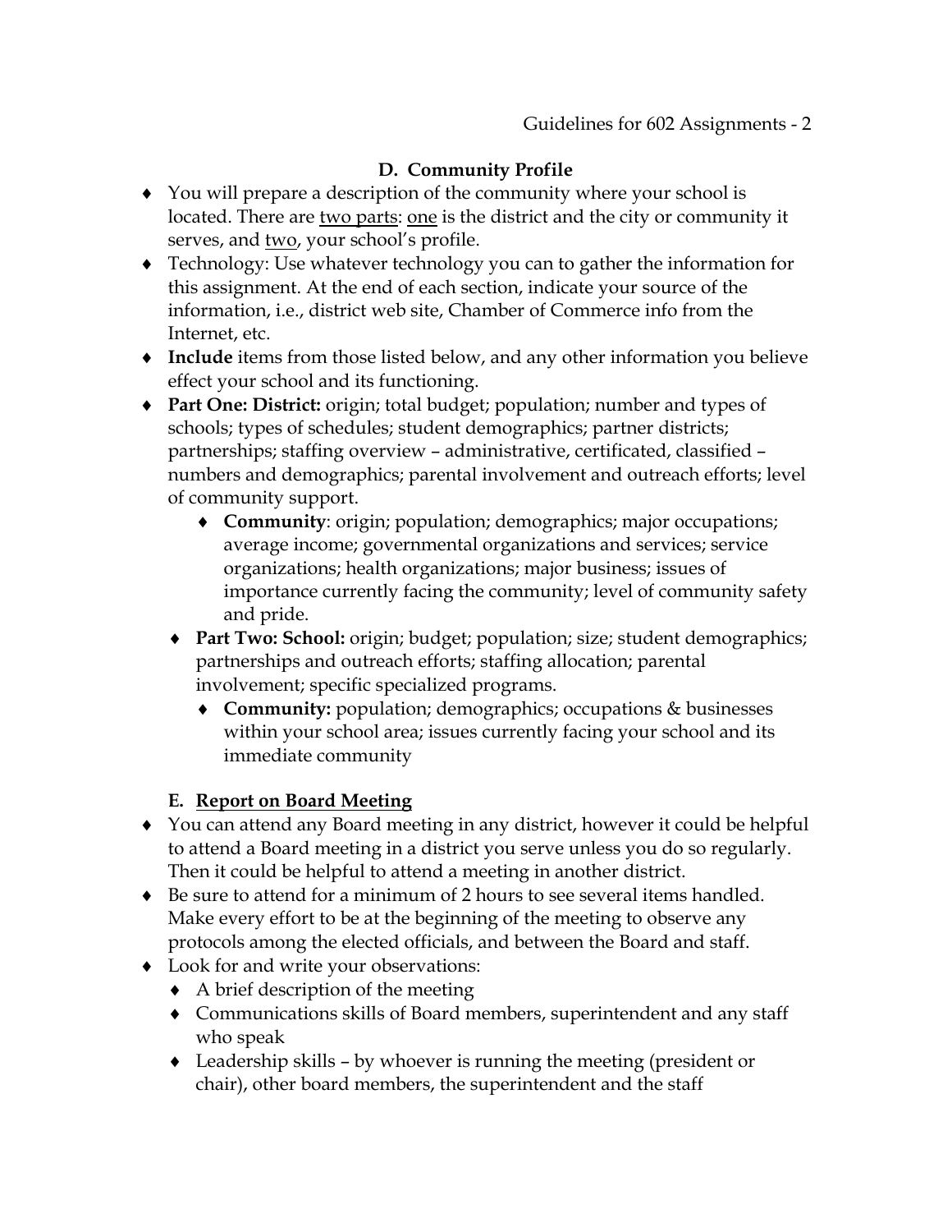### D. Community Profile

- You will prepare a description of the community where your school is located. There are <u>two parts</u>: <u>one</u> is the district and the city or community it serves, and <u>two</u>, your school's profile.
- Technology: Use whatever technology you can to gather the information for this assignment. At the end of each section, indicate your source of the information, i.e., district web site, Chamber of Commerce info from the Internet, etc.
- **Include** items from those listed below, and any other information you believe effect your school and its functioning.
- **Part One: District:** origin; total budget; population; number and types of schools; types of schedules; student demographics; partner districts; partnerships; staffing overview – administrative, certificated, classified – numbers and demographics; parental involvement and outreach efforts; level of community support.
  - **Community**: origin; population; demographics; major occupations; average income; governmental organizations and services; service organizations; health organizations; major business; issues of importance currently facing the community; level of community safety and pride.
- **Part Two: School:** origin; budget; population; size; student demographics; partnerships and outreach efforts; staffing allocation; parental involvement; specific specialized programs.
  - **Community:** population; demographics; occupations & businesses within your school area; issues currently facing your school and its immediate community

### E. <u>Report on Board Meeting</u>

- You can attend any Board meeting in any district, however it could be helpful to attend a Board meeting in a district you serve unless you do so regularly. Then it could be helpful to attend a meeting in another district.
- Be sure to attend for a minimum of 2 hours to see several items handled. Make every effort to be at the beginning of the meeting to observe any protocols among the elected officials, and between the Board and staff.
- Look for and write your observations:
  - A brief description of the meeting
  - Communications skills of Board members, superintendent and any staff who speak
  - Leadership skills – by whoever is running the meeting (president or chair), other board members, the superintendent and the staff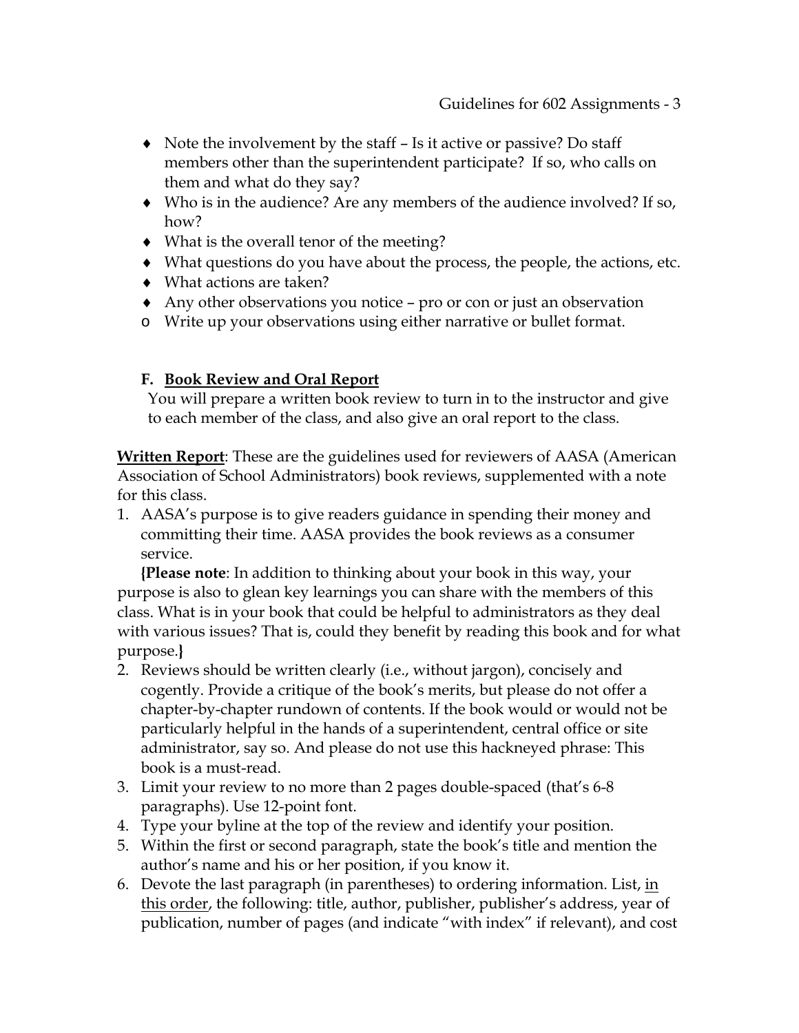- Note the involvement by the staff – Is it active or passive? Do staff members other than the superintendent participate? If so, who calls on them and what do they say?
- Who is in the audience? Are any members of the audience involved? If so, how?
- What is the overall tenor of the meeting?
- What questions do you have about the process, the people, the actions, etc.
- What actions are taken?
- Any other observations you notice – pro or con or just an observation

  - Write up your observations using either narrative or bullet format.

### F. <u>Book Review and Oral Report</u>

You will prepare a written book review to turn in to the instructor and give to each member of the class, and also give an oral report to the class.

**<u>Written Report</u>**: These are the guidelines used for reviewers of AASA (American Association of School Administrators) book reviews, supplemented with a note for this class.

1. AASA's purpose is to give readers guidance in spending their money and committing their time. AASA provides the book reviews as a consumer service.

   **{Please note**: In addition to thinking about your book in this way, your purpose is also to glean key learnings you can share with the members of this class. What is in your book that could be helpful to administrators as they deal with various issues? That is, could they benefit by reading this book and for what purpose.**}**
2. Reviews should be written clearly (i.e., without jargon), concisely and cogently. Provide a critique of the book's merits, but please do not offer a chapter-by-chapter rundown of contents. If the book would or would not be particularly helpful in the hands of a superintendent, central office or site administrator, say so. And please do not use this hackneyed phrase: This book is a must-read.
3. Limit your review to no more than 2 pages double-spaced (that's 6-8 paragraphs). Use 12-point font.
4. Type your byline at the top of the review and identify your position.
5. Within the first or second paragraph, state the book's title and mention the author's name and his or her position, if you know it.
6. Devote the last paragraph (in parentheses) to ordering information. List, <u>in this order</u>, the following: title, author, publisher, publisher's address, year of publication, number of pages (and indicate "with index" if relevant), and cost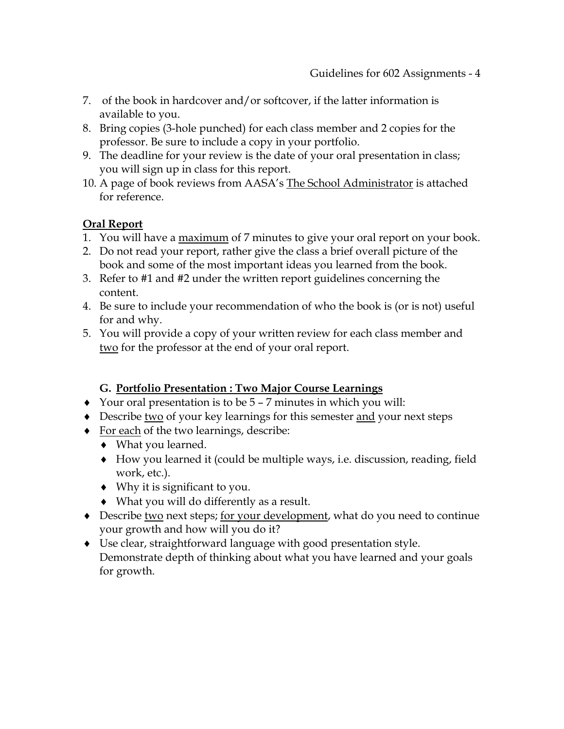7. of the book in hardcover and/or softcover, if the latter information is available to you.
8. Bring copies (3-hole punched) for each class member and 2 copies for the professor. Be sure to include a copy in your portfolio.
9. The deadline for your review is the date of your oral presentation in class; you will sign up in class for this report.
10. A page of book reviews from AASA's The School Administrator is attached for reference.

**Oral Report**

1. You will have a maximum of 7 minutes to give your oral report on your book.
2. Do not read your report, rather give the class a brief overall picture of the book and some of the most important ideas you learned from the book.
3. Refer to #1 and #2 under the written report guidelines concerning the content.
4. Be sure to include your recommendation of who the book is (or is not) useful for and why.
5. You will provide a copy of your written review for each class member and two for the professor at the end of your oral report.

### G. Portfolio Presentation : Two Major Course Learnings

- Your oral presentation is to be 5 – 7 minutes in which you will:
- Describe two of your key learnings for this semester and your next steps
- For each of the two learnings, describe:
  - What you learned.
  - How you learned it (could be multiple ways, i.e. discussion, reading, field work, etc.).
  - Why it is significant to you.
  - What you will do differently as a result.
- Describe two next steps; for your development, what do you need to continue your growth and how will you do it?
- Use clear, straightforward language with good presentation style. Demonstrate depth of thinking about what you have learned and your goals for growth.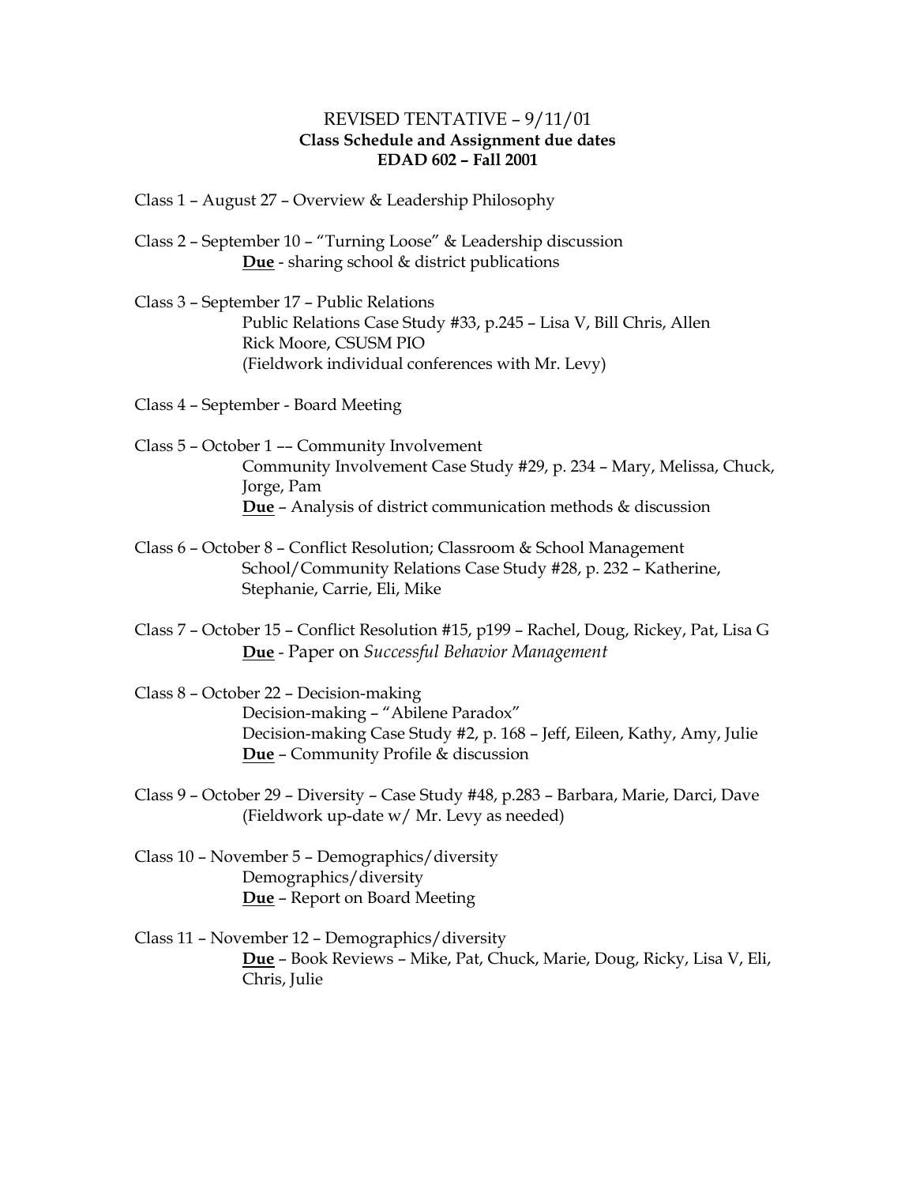REVISED TENTATIVE – 9/11/01
**Class Schedule and Assignment due dates**
**EDAD 602 – Fall 2001**

Class 1 – August 27 – Overview & Leadership Philosophy

Class 2 – September 10 – "Turning Loose" & Leadership discussion
   **Due** - sharing school & district publications

Class 3 – September 17 – Public Relations
   Public Relations Case Study #33, p.245 – Lisa V, Bill Chris, Allen
   Rick Moore, CSUSM PIO
   (Fieldwork individual conferences with Mr. Levy)

Class 4 – September - Board Meeting

Class 5 – October 1 –– Community Involvement
   Community Involvement Case Study #29, p. 234 – Mary, Melissa, Chuck, Jorge, Pam
   **Due** – Analysis of district communication methods & discussion

Class 6 – October 8 – Conflict Resolution; Classroom & School Management
   School/Community Relations Case Study #28, p. 232 – Katherine, Stephanie, Carrie, Eli, Mike

Class 7 – October 15 – Conflict Resolution #15, p199 – Rachel, Doug, Rickey, Pat, Lisa G
   **Due** - Paper on *Successful Behavior Management*

Class 8 – October 22 – Decision-making
   Decision-making – "Abilene Paradox"
   Decision-making Case Study #2, p. 168 – Jeff, Eileen, Kathy, Amy, Julie
   **Due** – Community Profile & discussion

Class 9 – October 29 – Diversity – Case Study #48, p.283 – Barbara, Marie, Darci, Dave
   (Fieldwork up-date w/ Mr. Levy as needed)

Class 10 – November 5 – Demographics/diversity
   Demographics/diversity
   **Due** – Report on Board Meeting

Class 11 – November 12 – Demographics/diversity
   **Due** – Book Reviews – Mike, Pat, Chuck, Marie, Doug, Ricky, Lisa V, Eli, Chris, Julie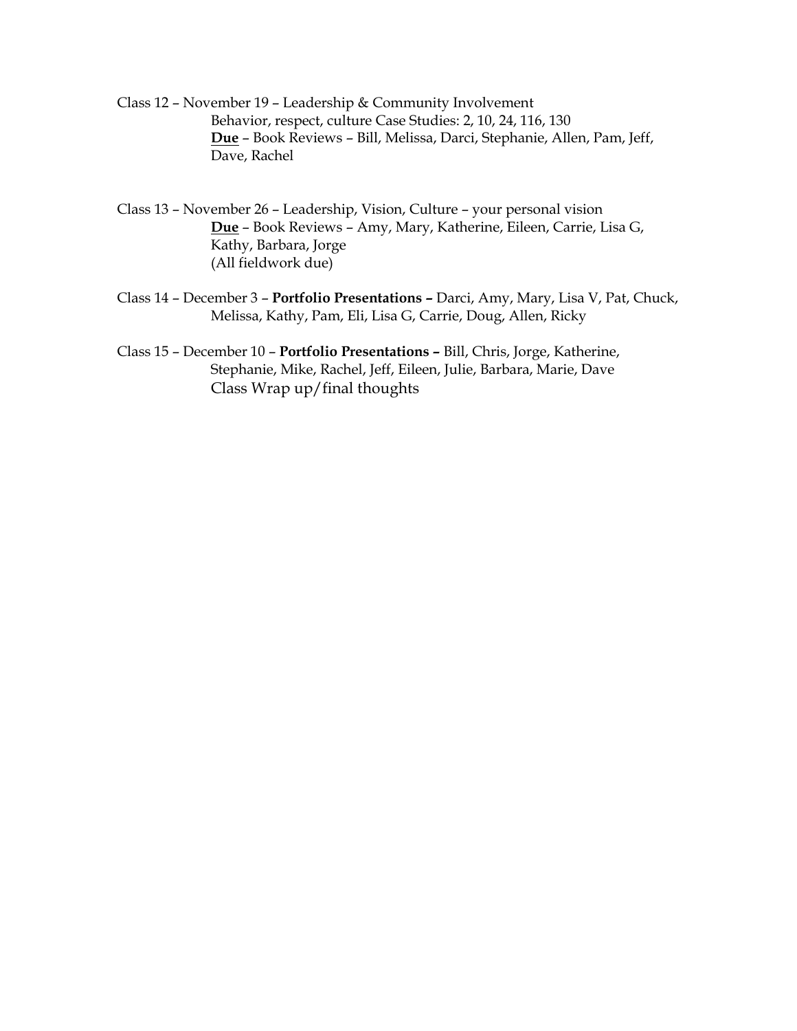Class 12 – November 19 – Leadership & Community Involvement
Behavior, respect, culture Case Studies: 2, 10, 24, 116, 130
**<u>Due</u>** – Book Reviews – Bill, Melissa, Darci, Stephanie, Allen, Pam, Jeff, Dave, Rachel

Class 13 – November 26 – Leadership, Vision, Culture – your personal vision
**<u>Due</u>** – Book Reviews – Amy, Mary, Katherine, Eileen, Carrie, Lisa G, Kathy, Barbara, Jorge
(All fieldwork due)

Class 14 – December 3 – **Portfolio Presentations –** Darci, Amy, Mary, Lisa V, Pat, Chuck, Melissa, Kathy, Pam, Eli, Lisa G, Carrie, Doug, Allen, Ricky

Class 15 – December 10 – **Portfolio Presentations –** Bill, Chris, Jorge, Katherine, Stephanie, Mike, Rachel, Jeff, Eileen, Julie, Barbara, Marie, Dave
Class Wrap up/final thoughts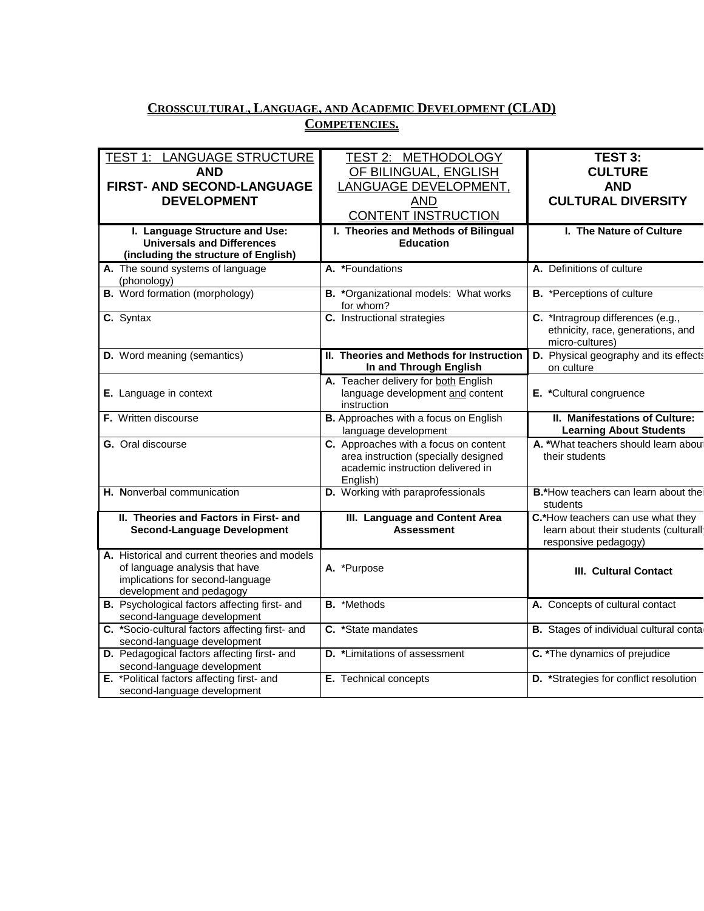# CROSSCULTURAL, LANGUAGE, AND ACADEMIC DEVELOPMENT (CLAD) COMPETENCIES.

| TEST 1: LANGUAGE STRUCTURE AND FIRST- AND SECOND-LANGUAGE DEVELOPMENT | TEST 2: METHODOLOGY OF BILINGUAL, ENGLISH LANGUAGE DEVELOPMENT, AND CONTENT INSTRUCTION | TEST 3: CULTURE AND CULTURAL DIVERSITY |
|---|---|---|
| **I. Language Structure and Use: Universals and Differences (including the structure of English)** | **I. Theories and Methods of Bilingual Education** | **I. The Nature of Culture** |
| **A.** The sound systems of language (phonology) | **A. \***Foundations | **A.** Definitions of culture |
| **B.** Word formation (morphology) | **B. \***Organizational models: What works for whom? | **B.** *Perceptions of culture |
| **C.** Syntax | **C.** Instructional strategies | **C.** *Intragroup differences (e.g., ethnicity, race, generations, and micro-cultures) |
| **D.** Word meaning (semantics) | **II. Theories and Methods for Instruction In and Through English** | **D.** Physical geography and its effects on culture |
| **E.** Language in context | **A.** Teacher delivery for both English language development and content instruction | **E. \***Cultural congruence |
| **F.** Written discourse | **B.** Approaches with a focus on English language development | **II. Manifestations of Culture: Learning About Students** |
| **G.** Oral discourse | **C.** Approaches with a focus on content area instruction (specially designed academic instruction delivered in English) | **A. \***What teachers should learn about their students |
| **H. N**onverbal communication | **D.** Working with paraprofessionals | **B.\***How teachers can learn about their students |
| **II. Theories and Factors in First- and Second-Language Development** | **III. Language and Content Area Assessment** | **C.\***How teachers can use what they learn about their students (culturally responsive pedagogy) |
| **A.** Historical and current theories and models of language analysis that have implications for second-language development and pedagogy | **A.** *Purpose | **III. Cultural Contact** |
| **B.** Psychological factors affecting first- and second-language development | **B.** *Methods | **A.** Concepts of cultural contact |
| **C. \***Socio-cultural factors affecting first- and second-language development | **C. \***State mandates | **B.** Stages of individual cultural contact |
| **D.** Pedagogical factors affecting first- and second-language development | **D. \***Limitations of assessment | **C. \***The dynamics of prejudice |
| **E.** *Political factors affecting first- and second-language development | **E.** Technical concepts | **D. \***Strategies for conflict resolution |